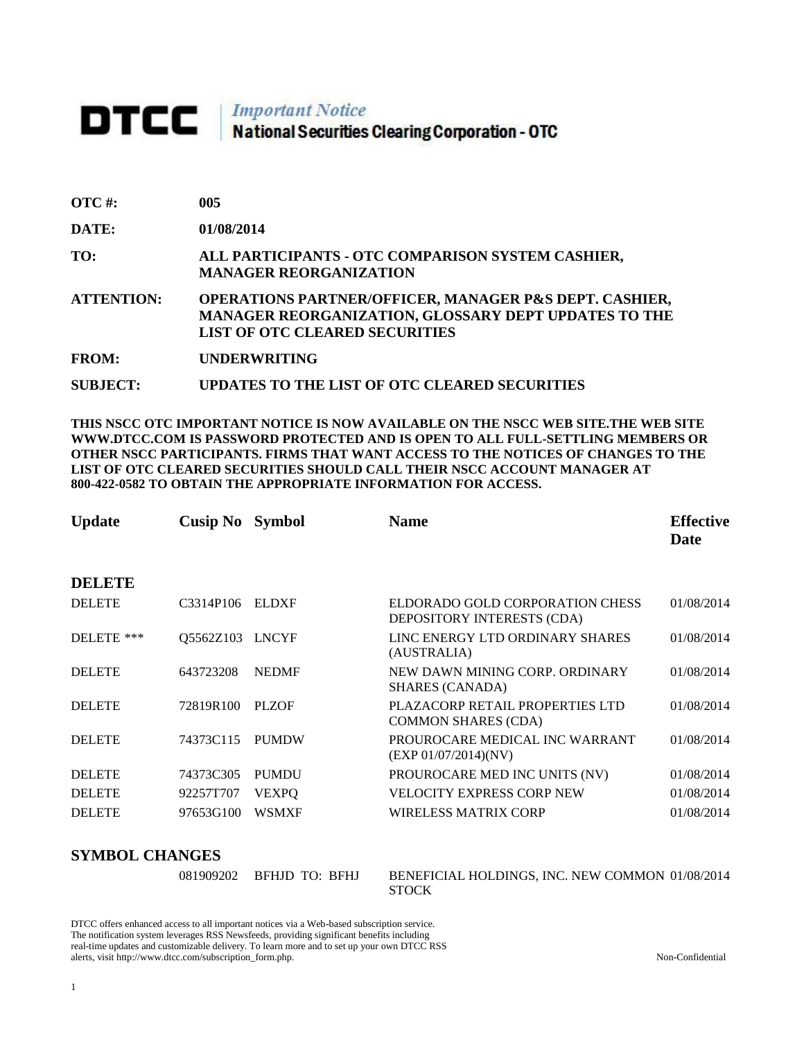# DTCC | *Important Notice* National Securities Clearing Corporation - OTC

**OTC #:** 005

**DATE:** 01/08/2014

**TO:** ALL PARTICIPANTS - OTC COMPARISON SYSTEM CASHIER, MANAGER REORGANIZATION

**ATTENTION:** OPERATIONS PARTNER/OFFICER, MANAGER P&S DEPT. CASHIER, MANAGER REORGANIZATION, GLOSSARY DEPT UPDATES TO THE LIST OF OTC CLEARED SECURITIES

**FROM:** UNDERWRITING

**SUBJECT:** UPDATES TO THE LIST OF OTC CLEARED SECURITIES

**THIS NSCC OTC IMPORTANT NOTICE IS NOW AVAILABLE ON THE NSCC WEB SITE.THE WEB SITE WWW.DTCC.COM IS PASSWORD PROTECTED AND IS OPEN TO ALL FULL-SETTLING MEMBERS OR OTHER NSCC PARTICIPANTS. FIRMS THAT WANT ACCESS TO THE NOTICES OF CHANGES TO THE LIST OF OTC CLEARED SECURITIES SHOULD CALL THEIR NSCC ACCOUNT MANAGER AT 800-422-0582 TO OBTAIN THE APPROPRIATE INFORMATION FOR ACCESS.**

| Update | Cusip No | Symbol | Name | Effective Date |
|---|---|---|---|---|
| **DELETE** | | | | |
| DELETE | C3314P106 | ELDXF | ELDORADO GOLD CORPORATION CHESS DEPOSITORY INTERESTS (CDA) | 01/08/2014 |
| DELETE *** | Q5562Z103 | LNCYF | LINC ENERGY LTD ORDINARY SHARES (AUSTRALIA) | 01/08/2014 |
| DELETE | 643723208 | NEDMF | NEW DAWN MINING CORP. ORDINARY SHARES (CANADA) | 01/08/2014 |
| DELETE | 72819R100 | PLZOF | PLAZACORP RETAIL PROPERTIES LTD COMMON SHARES (CDA) | 01/08/2014 |
| DELETE | 74373C115 | PUMDW | PROUROCARE MEDICAL INC WARRANT (EXP 01/07/2014)(NV) | 01/08/2014 |
| DELETE | 74373C305 | PUMDU | PROUROCARE MED INC UNITS (NV) | 01/08/2014 |
| DELETE | 92257T707 | VEXPQ | VELOCITY EXPRESS CORP NEW | 01/08/2014 |
| DELETE | 97653G100 | WSMXF | WIRELESS MATRIX CORP | 01/08/2014 |
| **SYMBOL CHANGES** | | | | |
| | 081909202 | BFHJD TO: BFHJ | BENEFICIAL HOLDINGS, INC. NEW COMMON STOCK | 01/08/2014 |

DTCC offers enhanced access to all important notices via a Web-based subscription service. The notification system leverages RSS Newsfeeds, providing significant benefits including real-time updates and customizable delivery. To learn more and to set up your own DTCC RSS alerts, visit http://www.dtcc.com/subscription_form.php.

Non-Confidential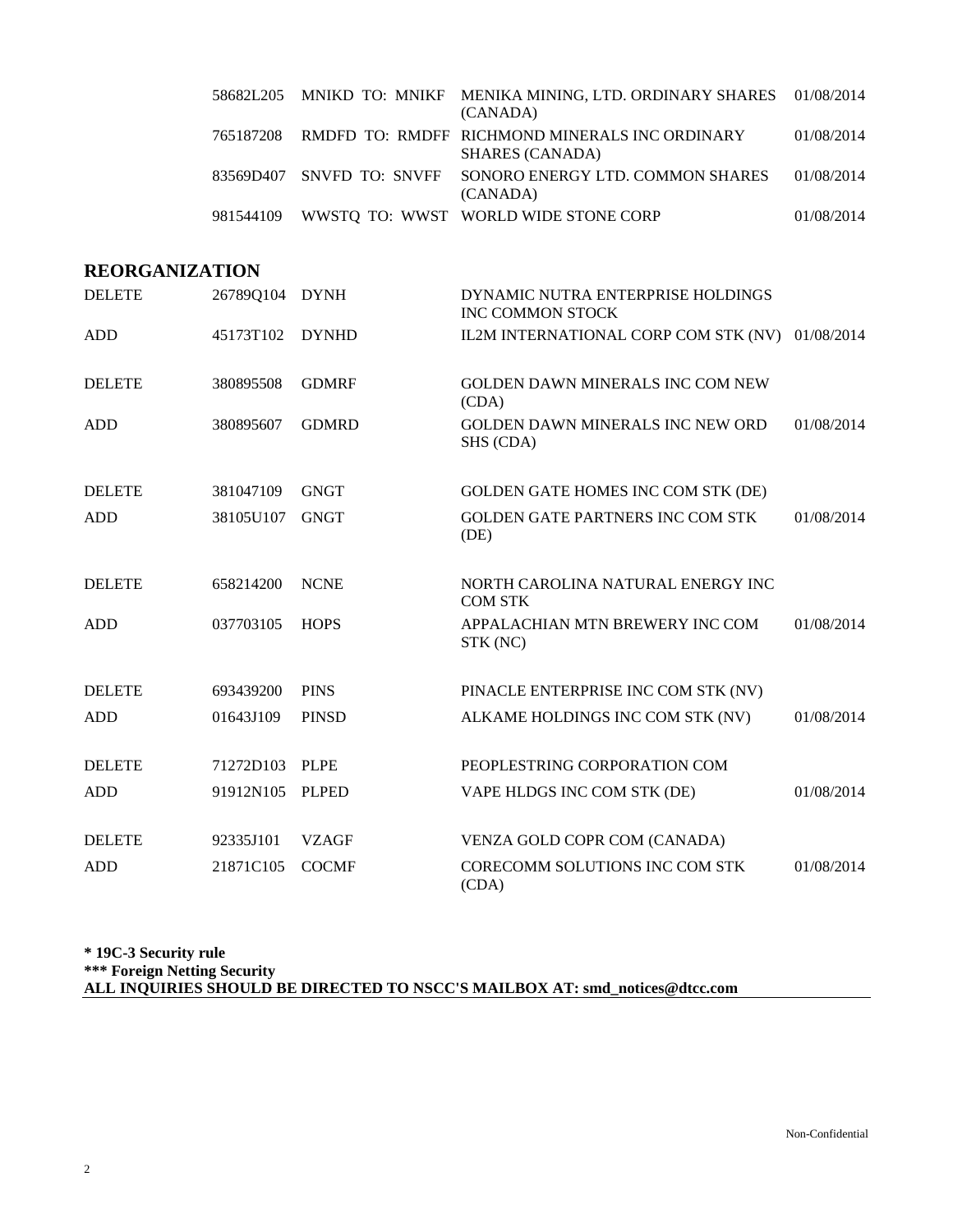| | | | |
|---|---|---|---|
| 58682L205 | MNIKD TO: MNIKF | MENIKA MINING, LTD. ORDINARY SHARES (CANADA) | 01/08/2014 |
| 765187208 | RMDFD TO: RMDFF | RICHMOND MINERALS INC ORDINARY SHARES (CANADA) | 01/08/2014 |
| 83569D407 | SNVFD TO: SNVFF | SONORO ENERGY LTD. COMMON SHARES (CANADA) | 01/08/2014 |
| 981544109 | WWSTQ TO: WWST | WORLD WIDE STONE CORP | 01/08/2014 |

## REORGANIZATION

| | | | | |
|---|---|---|---|---|
| DELETE | 26789Q104 | DYNH | DYNAMIC NUTRA ENTERPRISE HOLDINGS INC COMMON STOCK | |
| ADD | 45173T102 | DYNHD | IL2M INTERNATIONAL CORP COM STK (NV) | 01/08/2014 |
| DELETE | 380895508 | GDMRF | GOLDEN DAWN MINERALS INC COM NEW (CDA) | |
| ADD | 380895607 | GDMRD | GOLDEN DAWN MINERALS INC NEW ORD SHS (CDA) | 01/08/2014 |
| DELETE | 381047109 | GNGT | GOLDEN GATE HOMES INC COM STK (DE) | |
| ADD | 38105U107 | GNGT | GOLDEN GATE PARTNERS INC COM STK (DE) | 01/08/2014 |
| DELETE | 658214200 | NCNE | NORTH CAROLINA NATURAL ENERGY INC COM STK | |
| ADD | 037703105 | HOPS | APPALACHIAN MTN BREWERY INC COM STK (NC) | 01/08/2014 |
| DELETE | 693439200 | PINS | PINACLE ENTERPRISE INC COM STK (NV) | |
| ADD | 01643J109 | PINSD | ALKAME HOLDINGS INC COM STK (NV) | 01/08/2014 |
| DELETE | 71272D103 | PLPE | PEOPLESTRING CORPORATION COM | |
| ADD | 91912N105 | PLPED | VAPE HLDGS INC COM STK (DE) | 01/08/2014 |
| DELETE | 92335J101 | VZAGF | VENZA GOLD COPR COM (CANADA) | |
| ADD | 21871C105 | COCMF | CORECOMM SOLUTIONS INC COM STK (CDA) | 01/08/2014 |

**\* 19C-3 Security rule**
**\*\*\* Foreign Netting Security**
**ALL INQUIRIES SHOULD BE DIRECTED TO NSCC'S MAILBOX AT: smd_notices@dtcc.com**

Non-Confidential